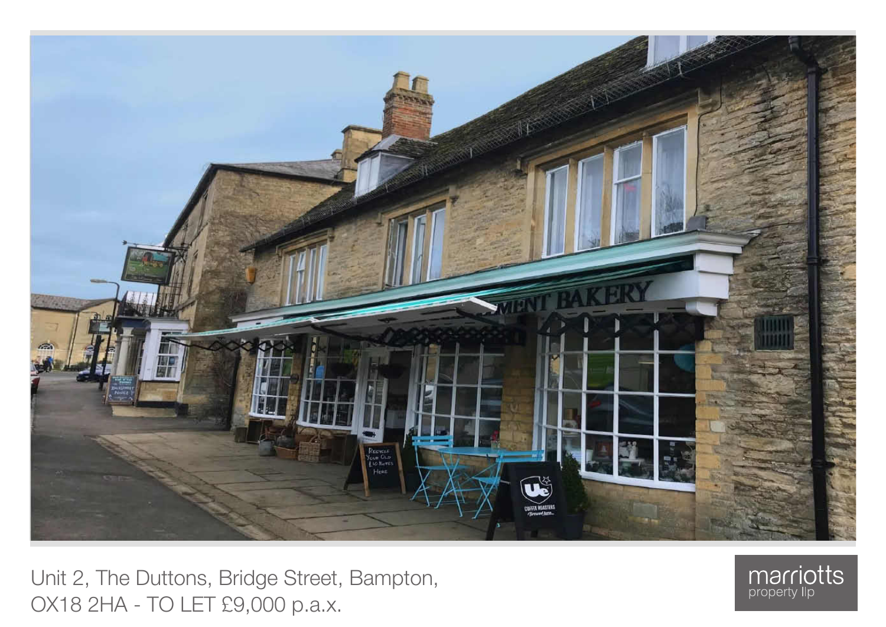Unit 2, The Duttons, Bridge Street, Bampton, OX18 2HA - TO LET £9,000 p.a.x.

marriotts property llp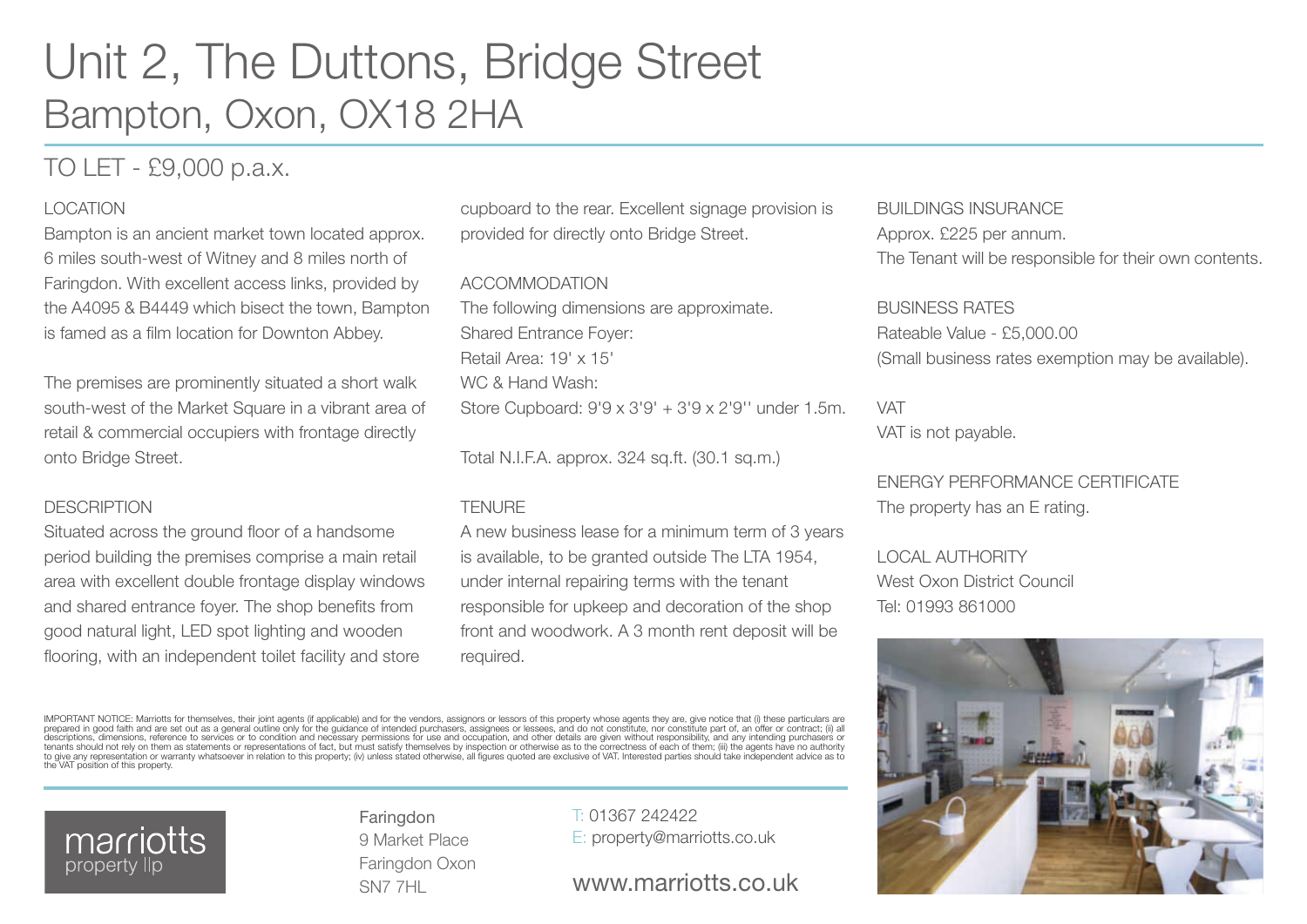# Unit 2, The Duttons, Bridge Street
## Bampton, Oxon, OX18 2HA

TO LET - £9,000 p.a.x.

### LOCATION

Bampton is an ancient market town located approx. 6 miles south-west of Witney and 8 miles north of Faringdon. With excellent access links, provided by the A4095 & B4449 which bisect the town, Bampton is famed as a film location for Downton Abbey.

The premises are prominently situated a short walk south-west of the Market Square in a vibrant area of retail & commercial occupiers with frontage directly onto Bridge Street.

### DESCRIPTION

Situated across the ground floor of a handsome period building the premises comprise a main retail area with excellent double frontage display windows and shared entrance foyer. The shop benefits from good natural light, LED spot lighting and wooden flooring, with an independent toilet facility and store cupboard to the rear. Excellent signage provision is provided for directly onto Bridge Street.

### ACCOMMODATION

The following dimensions are approximate.
Shared Entrance Foyer:
Retail Area: 19' x 15'
WC & Hand Wash:
Store Cupboard: 9'9 x 3'9' + 3'9 x 2'9'' under 1.5m.

Total N.I.F.A. approx. 324 sq.ft. (30.1 sq.m.)

### TENURE

A new business lease for a minimum term of 3 years is available, to be granted outside The LTA 1954, under internal repairing terms with the tenant responsible for upkeep and decoration of the shop front and woodwork. A 3 month rent deposit will be required.

### BUILDINGS INSURANCE

Approx. £225 per annum.
The Tenant will be responsible for their own contents.

### BUSINESS RATES

Rateable Value - £5,000.00
(Small business rates exemption may be available).

### VAT

VAT is not payable.

### ENERGY PERFORMANCE CERTIFICATE

The property has an E rating.

### LOCAL AUTHORITY

West Oxon District Council
Tel: 01993 861000

IMPORTANT NOTICE: Marriotts for themselves, their joint agents (if applicable) and for the vendors, assignors or lessors of this property whose agents they are, give notice that (i) these particulars are prepared in good faith and are set out as a general outline only for the guidance of intended purchasers, assignees or lessees, and do not constitute, nor constitute part of, an offer or contract; (ii) all descriptions, dimensions, reference to services or to condition and necessary permissions for use and occupation, and other details are given without responsibility, and any intending purchasers or tenants should not rely on them as statements or representations of fact, but must satisfy themselves by inspection or otherwise as to the correctness of each of them; (iii) the agents have no authority to give any representation or warranty whatsoever in relation to this property; (iv) unless stated otherwise, all figures quoted are exclusive of VAT. Interested parties should take independent advice as to the VAT position of this property.

marriotts property llp

Faringdon
9 Market Place
Faringdon Oxon
SN7 7HL

T: 01367 242422
E: property@marriotts.co.uk

www.marriotts.co.uk